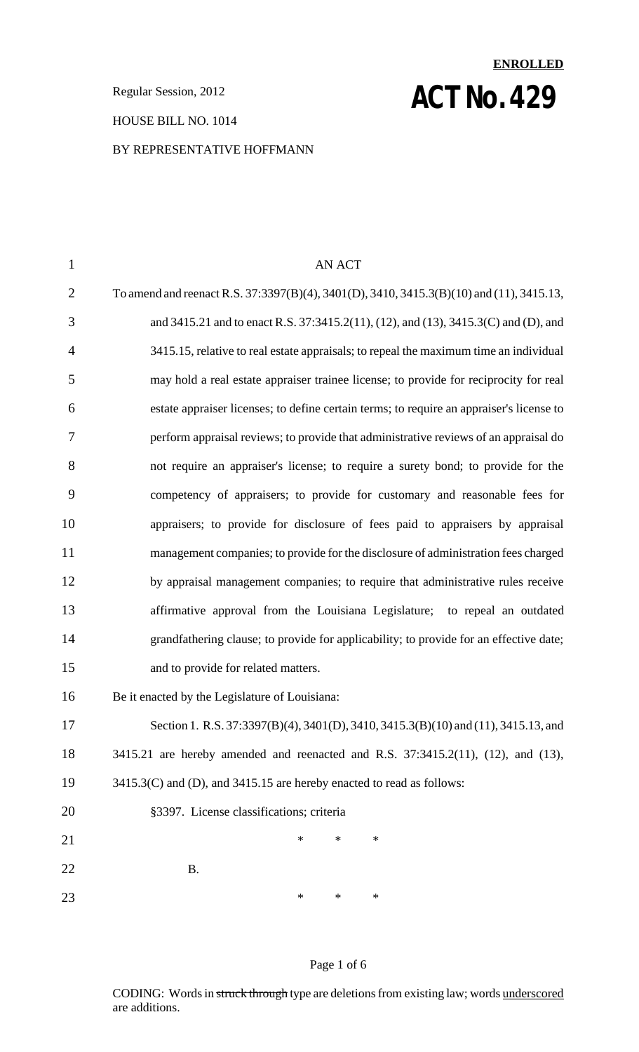**ENROLLED**

Regular Session, 2012

# ACT No. 429

HOUSE BILL NO. 1014

BY REPRESENTATIVE HOFFMANN

AN ACT

To amend and reenact R.S. 37:3397(B)(4), 3401(D), 3410, 3415.3(B)(10) and (11), 3415.13, and 3415.21 and to enact R.S. 37:3415.2(11), (12), and (13), 3415.3(C) and (D), and 3415.15, relative to real estate appraisals; to repeal the maximum time an individual may hold a real estate appraiser trainee license; to provide for reciprocity for real estate appraiser licenses; to define certain terms; to require an appraiser's license to perform appraisal reviews; to provide that administrative reviews of an appraisal do not require an appraiser's license; to require a surety bond; to provide for the competency of appraisers; to provide for customary and reasonable fees for appraisers; to provide for disclosure of fees paid to appraisers by appraisal management companies; to provide for the disclosure of administration fees charged by appraisal management companies; to require that administrative rules receive affirmative approval from the Louisiana Legislature; to repeal an outdated grandfathering clause; to provide for applicability; to provide for an effective date; and to provide for related matters.

Be it enacted by the Legislature of Louisiana:

Section 1. R.S. 37:3397(B)(4), 3401(D), 3410, 3415.3(B)(10) and (11), 3415.13, and 3415.21 are hereby amended and reenacted and R.S. 37:3415.2(11), (12), and (13), 3415.3(C) and (D), and 3415.15 are hereby enacted to read as follows:

§3397. License classifications; criteria

\* \* \*

B.

\* \* \*

CODING: Words in ~~struck through~~ type are deletions from existing law; words <u>underscored</u> are additions.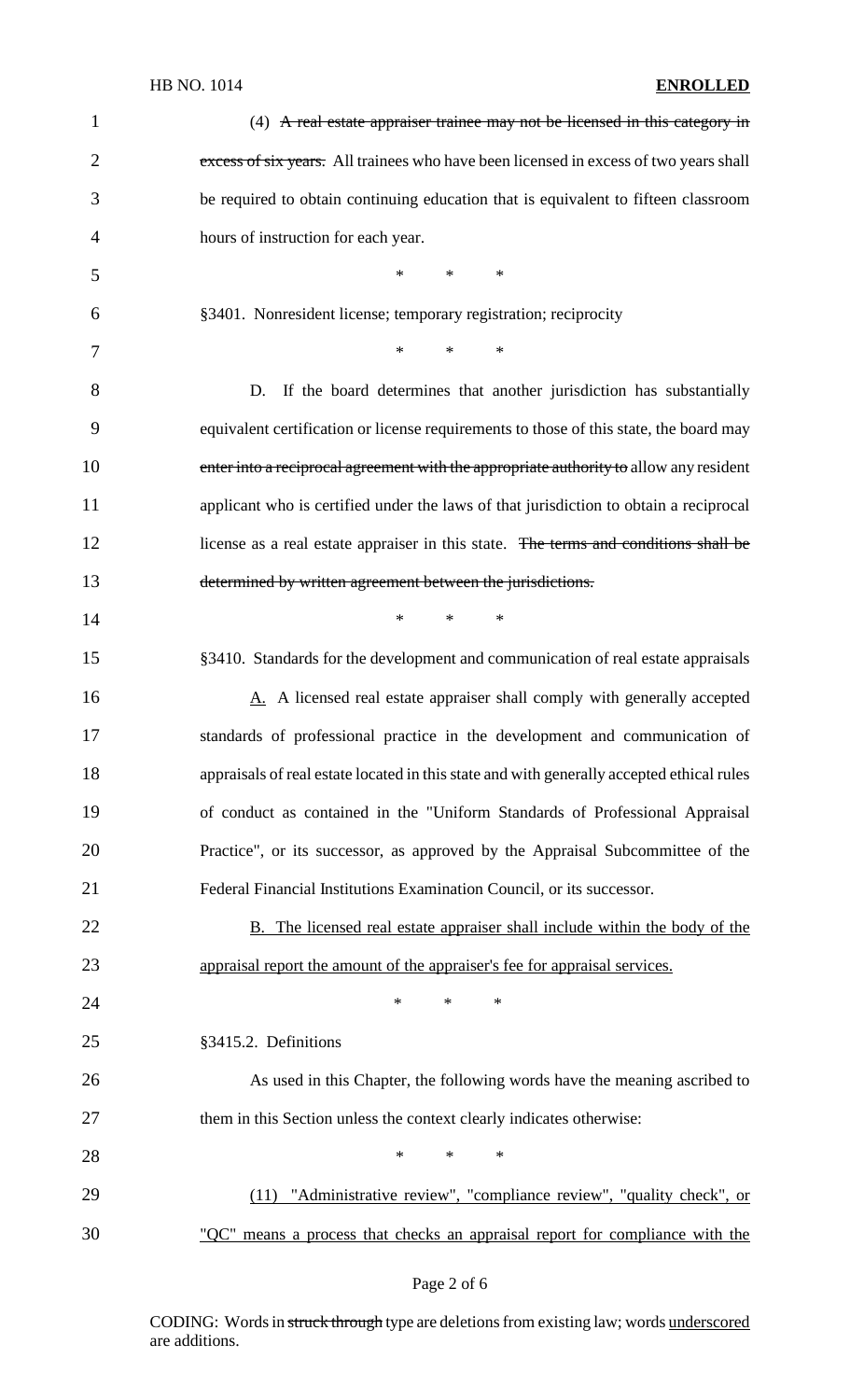(4) ~~A real estate appraiser trainee may not be licensed in this category in excess of six years.~~ All trainees who have been licensed in excess of two years shall be required to obtain continuing education that is equivalent to fifteen classroom hours of instruction for each year.

\* \* \*

§3401. Nonresident license; temporary registration; reciprocity

\* \* \*

D. If the board determines that another jurisdiction has substantially equivalent certification or license requirements to those of this state, the board may ~~enter into a reciprocal agreement with the appropriate authority to~~ allow any resident applicant who is certified under the laws of that jurisdiction to obtain a reciprocal license as a real estate appraiser in this state. ~~The terms and conditions shall be determined by written agreement between the jurisdictions.~~

\* \* \*

§3410. Standards for the development and communication of real estate appraisals

<u>A.</u> A licensed real estate appraiser shall comply with generally accepted standards of professional practice in the development and communication of appraisals of real estate located in this state and with generally accepted ethical rules of conduct as contained in the "Uniform Standards of Professional Appraisal Practice", or its successor, as approved by the Appraisal Subcommittee of the Federal Financial Institutions Examination Council, or its successor.

<u>B. The licensed real estate appraiser shall include within the body of the appraisal report the amount of the appraiser's fee for appraisal services.</u>

\* \* \*

§3415.2. Definitions

As used in this Chapter, the following words have the meaning ascribed to them in this Section unless the context clearly indicates otherwise:

\* \* \*

<u>(11) "Administrative review", "compliance review", "quality check", or "QC" means a process that checks an appraisal report for compliance with the</u>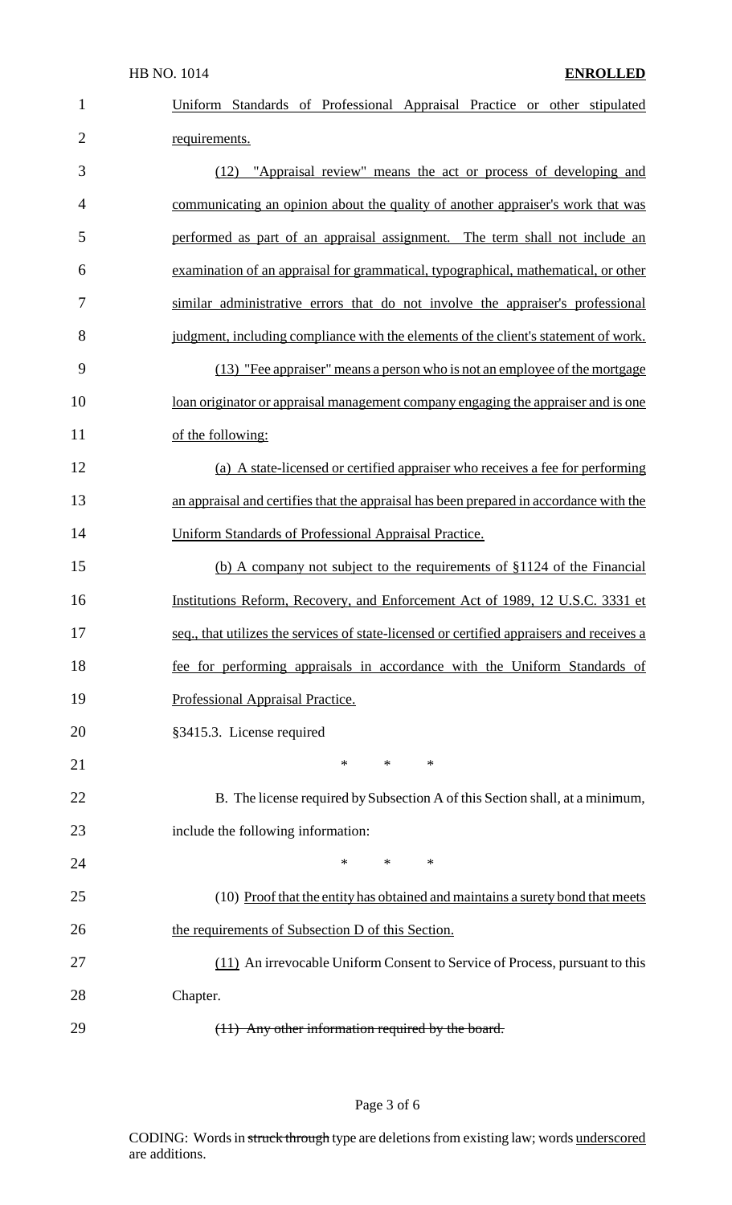Uniform Standards of Professional Appraisal Practice or other stipulated requirements.

(12) "Appraisal review" means the act or process of developing and communicating an opinion about the quality of another appraiser's work that was performed as part of an appraisal assignment. The term shall not include an examination of an appraisal for grammatical, typographical, mathematical, or other similar administrative errors that do not involve the appraiser's professional judgment, including compliance with the elements of the client's statement of work.

(13) "Fee appraiser" means a person who is not an employee of the mortgage loan originator or appraisal management company engaging the appraiser and is one of the following:

(a) A state-licensed or certified appraiser who receives a fee for performing an appraisal and certifies that the appraisal has been prepared in accordance with the Uniform Standards of Professional Appraisal Practice.

(b) A company not subject to the requirements of §1124 of the Financial Institutions Reform, Recovery, and Enforcement Act of 1989, 12 U.S.C. 3331 et seq., that utilizes the services of state-licensed or certified appraisers and receives a fee for performing appraisals in accordance with the Uniform Standards of Professional Appraisal Practice.

§3415.3. License required

\* \* \*

B. The license required by Subsection A of this Section shall, at a minimum, include the following information:

\* \* \*

(10) Proof that the entity has obtained and maintains a surety bond that meets the requirements of Subsection D of this Section.

(11) An irrevocable Uniform Consent to Service of Process, pursuant to this Chapter.

~~(11) Any other information required by the board.~~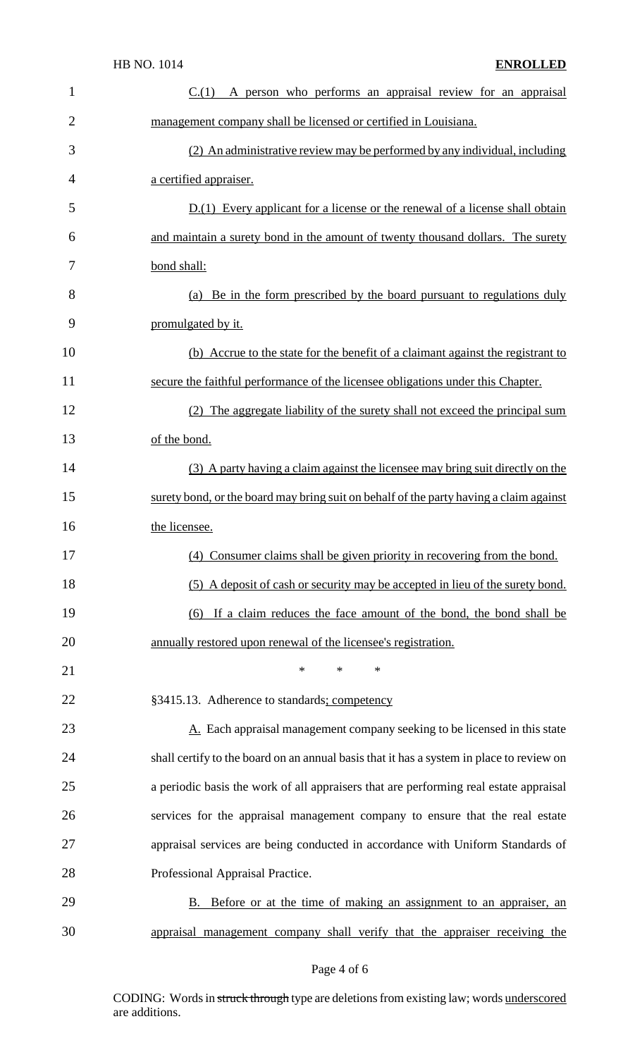C.(1) A person who performs an appraisal review for an appraisal management company shall be licensed or certified in Louisiana.

(2) An administrative review may be performed by any individual, including a certified appraiser.

D.(1) Every applicant for a license or the renewal of a license shall obtain and maintain a surety bond in the amount of twenty thousand dollars. The surety bond shall:

(a) Be in the form prescribed by the board pursuant to regulations duly promulgated by it.

(b) Accrue to the state for the benefit of a claimant against the registrant to secure the faithful performance of the licensee obligations under this Chapter.

(2) The aggregate liability of the surety shall not exceed the principal sum of the bond.

(3) A party having a claim against the licensee may bring suit directly on the surety bond, or the board may bring suit on behalf of the party having a claim against the licensee.

(4) Consumer claims shall be given priority in recovering from the bond.

(5) A deposit of cash or security may be accepted in lieu of the surety bond.

(6) If a claim reduces the face amount of the bond, the bond shall be annually restored upon renewal of the licensee's registration.

\* \* \*

§3415.13. Adherence to standards; competency

A. Each appraisal management company seeking to be licensed in this state shall certify to the board on an annual basis that it has a system in place to review on a periodic basis the work of all appraisers that are performing real estate appraisal services for the appraisal management company to ensure that the real estate appraisal services are being conducted in accordance with Uniform Standards of Professional Appraisal Practice.

B. Before or at the time of making an assignment to an appraiser, an appraisal management company shall verify that the appraiser receiving the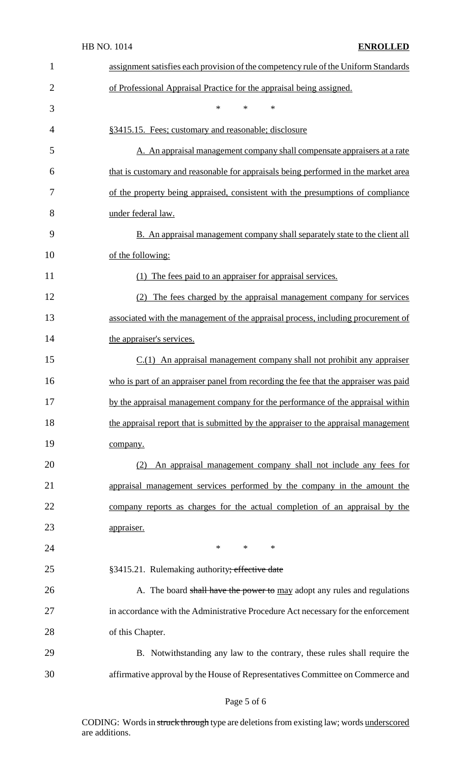assignment satisfies each provision of the competency rule of the Uniform Standards of Professional Appraisal Practice for the appraisal being assigned.

\* \* \*

§3415.15. Fees; customary and reasonable; disclosure

A. An appraisal management company shall compensate appraisers at a rate that is customary and reasonable for appraisals being performed in the market area of the property being appraised, consistent with the presumptions of compliance under federal law.

B. An appraisal management company shall separately state to the client all of the following:

(1) The fees paid to an appraiser for appraisal services.

(2) The fees charged by the appraisal management company for services associated with the management of the appraisal process, including procurement of the appraiser's services.

C.(1) An appraisal management company shall not prohibit any appraiser who is part of an appraiser panel from recording the fee that the appraiser was paid by the appraisal management company for the performance of the appraisal within the appraisal report that is submitted by the appraiser to the appraisal management company.

(2) An appraisal management company shall not include any fees for appraisal management services performed by the company in the amount the company reports as charges for the actual completion of an appraisal by the appraiser.

\* \* \*

§3415.21. Rulemaking authority~~; effective date~~

A. The board ~~shall have the power to~~ may adopt any rules and regulations in accordance with the Administrative Procedure Act necessary for the enforcement of this Chapter.

B. Notwithstanding any law to the contrary, these rules shall require the affirmative approval by the House of Representatives Committee on Commerce and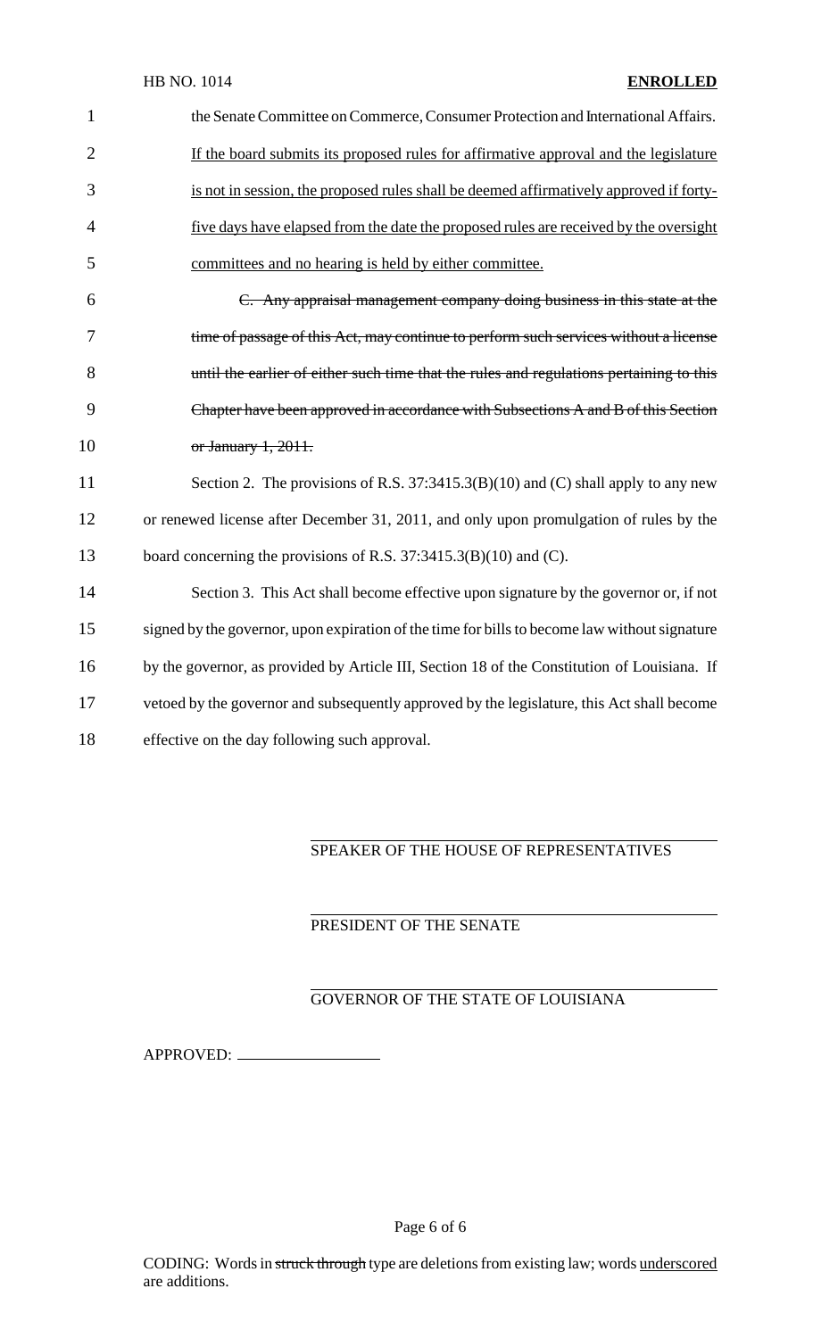the Senate Committee on Commerce, Consumer Protection and International Affairs. <u>If the board submits its proposed rules for affirmative approval and the legislature is not in session, the proposed rules shall be deemed affirmatively approved if forty-five days have elapsed from the date the proposed rules are received by the oversight committees and no hearing is held by either committee.</u>

~~C. Any appraisal management company doing business in this state at the time of passage of this Act, may continue to perform such services without a license until the earlier of either such time that the rules and regulations pertaining to this Chapter have been approved in accordance with Subsections A and B of this Section or January 1, 2011.~~

Section 2. The provisions of R.S. 37:3415.3(B)(10) and (C) shall apply to any new or renewed license after December 31, 2011, and only upon promulgation of rules by the board concerning the provisions of R.S. 37:3415.3(B)(10) and (C).

Section 3. This Act shall become effective upon signature by the governor or, if not signed by the governor, upon expiration of the time for bills to become law without signature by the governor, as provided by Article III, Section 18 of the Constitution of Louisiana. If vetoed by the governor and subsequently approved by the legislature, this Act shall become effective on the day following such approval.

SPEAKER OF THE HOUSE OF REPRESENTATIVES

PRESIDENT OF THE SENATE

GOVERNOR OF THE STATE OF LOUISIANA

APPROVED: \_\_\_\_\_\_\_\_\_\_\_\_\_\_\_\_\_\_

CODING: Words in ~~struck through~~ type are deletions from existing law; words <u>underscored</u> are additions.